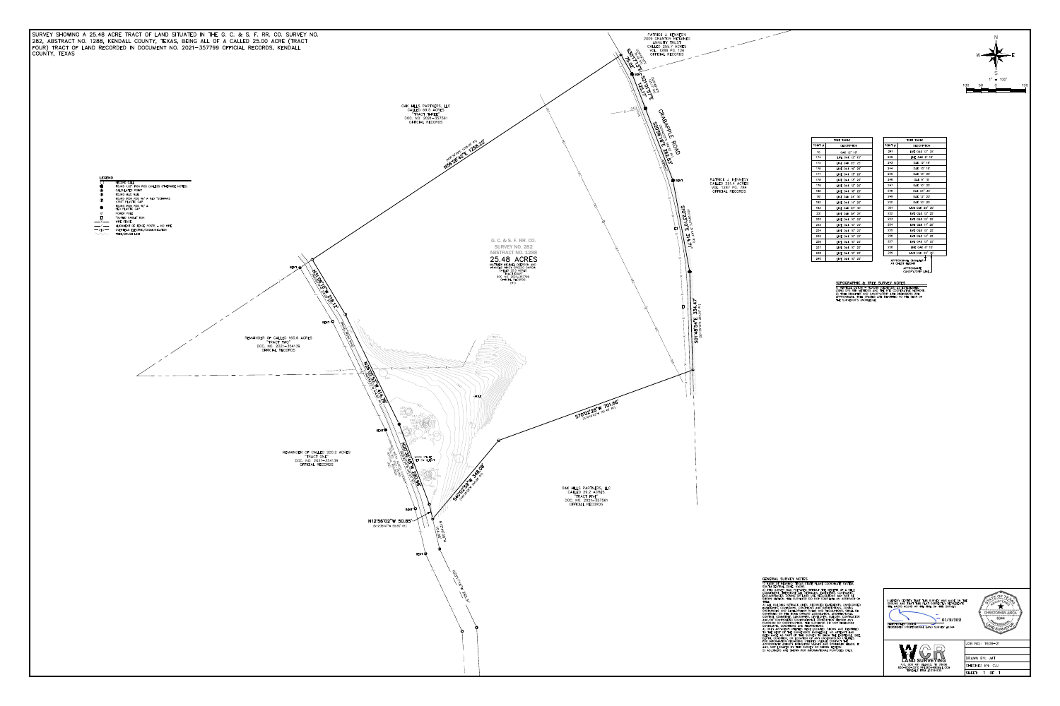SURVEY SHOWING A 25.48 ACRE TRACT OF LAND SITUATED IN THE G. C. & S. F. RR. CO. SURVEY NO. 282, ABSTRACT NO. 1288, KENDALL COUNTY, TEXAS, BEING ALL OF A CALLED 25.00 ACRE (TRACT FOUR) TRACT OF LAND RECORDED IN DOCUMENT NO. 2021-357799 OFFICIAL RECORDS, KENDALL COUNTY, TEXAS

1" = 100'

## LEGEND

- REBAR BALL
- FOUND 1/2" IRON ROD (UNLESS OTHERWISE NOTED)
- CALCULATED POINT
- FOUND MAG NAIL
- FOUND IRON ROD W/ A RED "SCHWARZ 4787" PLASTIC CAP
- FOUND IRON ROD W/ A RED PLASTIC CAP
- POWER POLE
- TELEPHONE CABLE BOX
- WIRE FENCE
- ALIGNMENT OF FENCE POSTS – NO WIRE
- OVERHEAD ELECTRIC/COMMUNICATION
- TREE/BRUSH LINE

PATRICK J. KENNEDY 2009 GRANTOR RETAINED ANNUITY TRUST CALLED 250.7 ACRES VOL. 1288 PG. 126 OFFICIAL RECORDS

OAK HILLS PARTNERS, LLC CALLED 68.5 ACRES "TRACT THREE" DOC. NO. 2021-357561 OFFICIAL RECORDS

PATRICK J. KENNEDY CALLED 251.4 ACRES VOL. 1287 PG. 784 OFFICIAL RECORDS

G. C. & S. F. RR. CO. SURVEY NO. 282 ABSTRACT NO. 1288

25.48 ACRES

MATTHEW MICHAEL DEERSON AND HEATHER TIFFANY DEERSON CALLED 25.0 ACRES "TRACT FOUR" DOC. NO. 2021-357799 OFFICIAL RECORDS

REMAINDER OF CALLED 165.6 ACRES "TRACT TWO" DOC. NO. 2021-354139 OFFICIAL RECORDS

REMAINDER OF CALLED 200.2 ACRES "TRACT ONE" DOC. NO. 2021-354139 OFFICIAL RECORDS

OAK HILLS PARTNERS, LLC CALLED 29.2 ACRES "TRACT FIVE" DOC. NO. 2021-357561 OFFICIAL RECORDS

CRABAPPLE ROAD

N56°28'42"E 1259.22'

S30°13'13"E 75.02'

S27°07'57"E 125.17'

S20°56'18"E 262.57'

S10°23'10"E 314.77'

S01°48'54"E 334.47'

S70°02'28"W 701.66'

S40°02'39"W 348.06'

N12°56'02"W 50.85' (N12°56'47"W 50.85' RI)

N27°26'48"W 251.99'

N28°15'32"W 414.78'

N31°38'19"W 218.12'

| POINT # | DESCRIPTION |
|---|---|
| 70 | OAK 12" 15" |
| 174 | LIVE OAK 12" 15" |
| 175 | LIVE OAK 25" 25" |
| 176 | LIVE OAK 16" 25" |
| 177 | LIVE OAK 13" 20" |
| 178 | LIVE OAK 13" 20" |
| 179 | LIVE OAK 12" 20" |
| 180 | LIVE OAK 18" 25" |
| 181 | LIVE OAK 24" 30" |
| 182 | LIVE OAK 14" 20" |
| 183 | LIVE OAK 20" 30" |
| 231 | LIVE OAK 28" 30" |
| 232 | LIVE OAK 10" 20" |
| 233 | LIVE OAK 10" 20" |
| 234 | LIVE OAK 10" 20" |
| 235 | LIVE OAK 16" 20" |
| 236 | LIVE OAK 10" 20" |
| 237 | LIVE OAK 12" 20" |
| 238 | LIVE OAK 10" 20" |
| 240 | LIVE OAK 10" 20" |

| POINT # | DESCRIPTION |
|---|---|
| 241 | LIVE OAK 12" 20" |
| 242 | LIVE OAK 8" 15" |
| 243 | LIVE OAK 12" 15" |
| 244 | LIVE OAK 12" 15" |
| 245 | OAK 10" 20" |
| 246 | OAK 8" 15" |
| 247 | OAK 10" 20" |
| 248 | OAK 24" 30" |
| 249 | OAK 12" 20" |
| 250 | OAK 10" 20" |
| 251 | LIVE OAK 20" 30" |
| 252 | LIVE OAK 12" 20" |
| 253 | LIVE OAK 12" 20" |
| 254 | LIVE OAK 11" 20" |
| 255 | LIVE OAK 10" 20" |
| 256 | LIVE OAK 14" 25" |
| 257 | LIVE OAK 12" 20" |
| 258 | LIVE OAK 8" 15" |
| 259 | LIVE OAK 20" 30" |

APPROXIMATE DIAMETER AT CHEST HEIGHT

APPROXIMATE CANOPY/DRIP LINE

## TOPOGRAPHIC & TREE SURVEY NOTES

1) VERTICAL DATUM – GEOID 12B DERIVED BY ESTABLISHED USING GPS RTK METHODS AND THE RTK COOPERATIVE NETWORK.
2) TREE DIAMETER AND CANOPY/DRIP LINE DIMENSIONS ARE APPROXIMATE. TREE SPECIES ARE IDENTIFIED TO THE BEST OF THE SURVEYOR'S KNOWLEDGE.

## GENERAL SURVEY NOTES

1) BASIS OF BEARINGS IS THE TEXAS STATE PLANE COORDINATE SYSTEM, SOUTH CENTRAL ZONE, NAD83.
2) THIS SURVEY WAS PREPARED WITHOUT THE BENEFIT OF A TITLE COMMITMENT, THEREFORE ALL EASEMENTS, AGREEMENTS, COVENANTS, ENCUMBRANCES, ZONING OR LAND USE REGULATIONS MAY NOT BE SHOWN HEREON. THE SURVEYOR DID NOT CONDUCT AN ABSTRACT OF TITLE.
3) ALL BUILDING SETBACK LINES, RECORDED EASEMENTS, UNRECORDED EASEMENTS, COVENANTS, CONDITIONS AND RESTRICTIONS, ZONING ORDINANCES AND DEVELOPMENT RULES AND REGULATIONS, SHALL BE CONFIRMED BY THE OWNER, CLIENT OR ARCHITECT, ARCHITECTURAL CONTROL COMMITTEE, LANDOWNER, ENGINEER, BUILDER, CONTRACTOR AND/OR CONTROLLING GOVERNMENTAL JURISDICTION BEFORE ANY CONSTRUCTION. THE SURVEYOR HAS NOT DONE OR DOES NOT RESEARCH COVENANTS, CONDITIONS AND RESTRICTIONS.
4) ONLY APPARENT PHYSICAL ITEMS LOCATED, SHOWN AND IDENTIFIED TO THE BEST OF THE SURVEYOR'S KNOWLEDGE. NO ATTEMPT HAS BEEN MADE AS PART OF THIS SURVEY TO SHOW THE EXISTENCE, SIZE, DEPTH, CONDITION, OR LOCATION OF ANY UNDERGROUND UTILITIES. FOR INFORMATION REGARDING UTILITIES PLEASE CONTACT THE APPROPRIATE AGENCY. IRRIGATION VALVES AND SPRINKLER HEADS, IF ANY, NOT LOCATED IN THIS SURVEY OR SHOWN HEREON.
5) ACREAGES ARE SHOWN FOR INFORMATIONAL PURPOSES ONLY.

I HEREBY CERTIFY THAT THIS SURVEY WAS MADE ON THE GROUND AND THAT THIS PLAT CORRECTLY REPRESENTS THE FACTS FOUND AT THE TIME OF THIS SURVEY.

07/31/2023

CHRISTOPHER JURICA
REGISTERED PROFESSIONAL LAND SURVEYOR #6344

STATE OF TEXAS — REGISTERED — CHRISTOPHER JURICA — 6344 — LAND SURVEYOR

WCR LAND SURVEYING

JOB NO.: 1608-21

DRAWN BY: JWT

CHECKED BY: CSJ

SHEET: 1 OF 1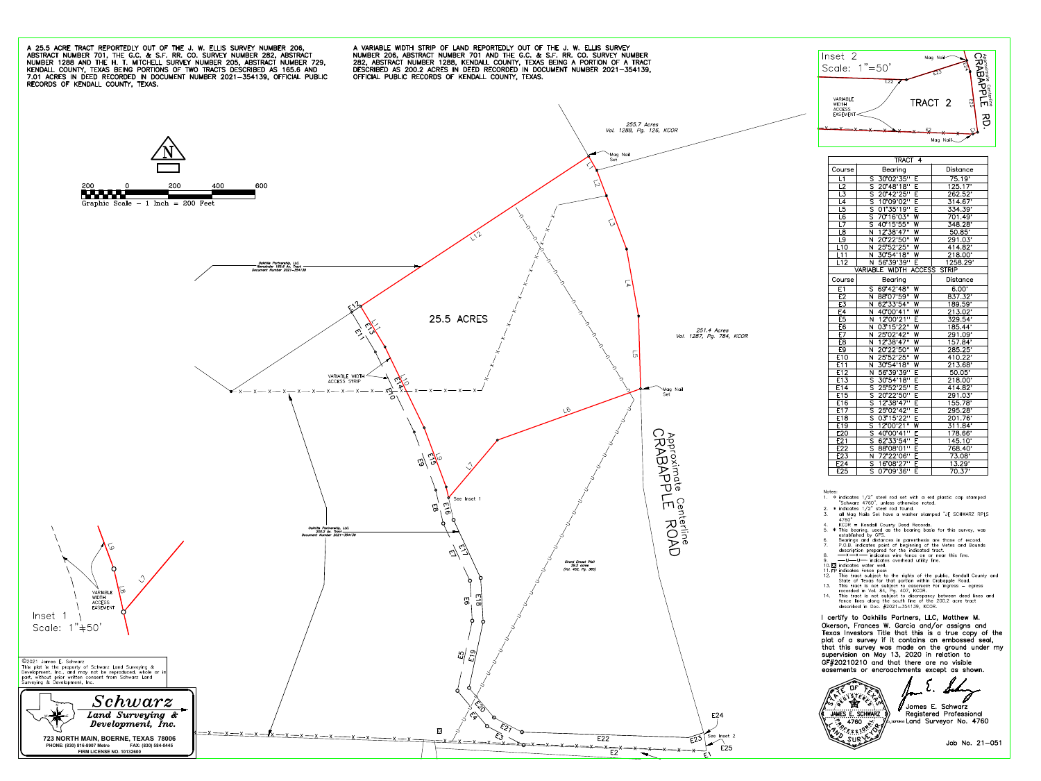A 25.5 ACRE TRACT REPORTEDLY OUT OF THE J. W. ELLIS SURVEY NUMBER 206, ABSTRACT NUMBER 701, THE G.C. & S.F. RR. CO. SURVEY NUMBER 282, ABSTRACT NUMBER 1288 AND THE H. T. MITCHELL SURVEY NUMBER 205, ABSTRACT NUMBER 729, KENDALL COUNTY, TEXAS BEING PORTIONS OF TWO TRACTS DESCRIBED AS 165.6 AND 7.01 ACRES IN DEED RECORDED IN DOCUMENT NUMBER 2021-354139, OFFICIAL PUBLIC RECORDS OF KENDALL COUNTY, TEXAS.

A VARIABLE WIDTH STRIP OF LAND REPORTEDLY OUT OF THE J. W. ELLIS SURVEY NUMBER 206, ABSTRACT NUMBER 701 AND THE G.C. & S.F. RR. CO. SURVEY NUMBER 282, ABSTRACT NUMBER 1288, KENDALL COUNTY, TEXAS BEING A PORTION OF A TRACT DESCRIBED AS 200.2 ACRES IN DEED RECORDED IN DOCUMENT NUMBER 2021-354139, OFFICIAL PUBLIC RECORDS OF KENDALL COUNTY, TEXAS.

N

200 0 200 400 600

Graphic Scale - 1 Inch = 200 Feet

255.7 Acres
Vol. 1288, Pg. 126, KCOR

Mag Nail Set

Oakhills Partnership, LLC.
Remainder 165.6 Ac. Tract
Document Number 2021-354139

25.5 ACRES

251.4 Acres
Vol. 1287, Pg. 784, KCOR

VARIABLE WIDTH ACCESS STRIP

Mag Nail Set

Approximate Centerline
CRABAPPLE ROAD

See Inset 1

Oakhills Partnership, LLC.
200.2 Ac. Tract
Document Number 2021-354139

Bruno Ernest Pfeil
29.2 acres
(Vol. 452, Pg. 365)

See Inset 2

Inset 1
Scale: 1"=50'

VARIABLE WIDTH ACCESS EASEMENT

Inset 2
Scale: 1"=50'

Mag Nail

VARIABLE WIDTH ACCESS EASEMENT

TRACT 2

Approximate Centerline
CRABAPPLE RD.

Mag Nail

| TRACT 4 | | |
|---|---|---|
| Course | Bearing | Distance |
| L1 | S 30°02'35" E | 75.19' |
| L2 | S 20°48'18" E | 125.17' |
| L3 | S 20°42'25" E | 262.52' |
| L4 | S 10°09'02" E | 314.67' |
| L5 | S 01°35'19" E | 334.39' |
| L6 | S 70°16'03" W | 701.49' |
| L7 | S 40°15'55" W | 348.28' |
| L8 | N 12°38'47" W | 50.85' |
| L9 | N 20°22'50" W | 291.03' |
| L10 | N 25°52'25" W | 414.82' |
| L11 | N 30°54'18" W | 218.00' |
| L12 | N 56°39'39" E | 1258.29' |

| VARIABLE WIDTH ACCESS STRIP | | |
|---|---|---|
| Course | Bearing | Distance |
| E1 | S 69°42'48" W | 6.00' |
| E2 | N 88°07'59" W | 837.32' |
| E3 | N 62°33'54" W | 189.59' |
| E4 | N 40°00'41" W | 213.02' |
| E5 | N 12°00'21" E | 329.54' |
| E6 | N 03°15'22" W | 185.44' |
| E7 | N 25°02'42" W | 291.09' |
| E8 | N 12°38'47" W | 157.84' |
| E9 | N 20°22'50" W | 285.25' |
| E10 | N 25°52'25" W | 410.22' |
| E11 | N 30°54'18" W | 213.68' |
| E12 | N 56°39'39" E | 50.05' |
| E13 | S 30°54'18" E | 218.00' |
| E14 | S 25°52'25" E | 414.82' |
| E15 | S 20°22'50" E | 291.03' |
| E16 | S 12°38'47" E | 155.78' |
| E17 | S 25°02'42" E | 295.28' |
| E18 | S 03°15'22" E | 201.76' |
| E19 | S 12°00'21" W | 311.84' |
| E20 | S 40°00'41" E | 178.66' |
| E21 | S 62°33'54" E | 145.10' |
| E22 | S 88°08'01" E | 768.40' |
| E23 | N 77°22'06" E | 73.08' |
| E24 | S 16°08'27" E | 13.29' |
| E25 | S 07°09'36" E | 70.37' |

Notes:

1. ● indicates 1/2" steel rod set with a red plastic cap stamped "Schwarz 4760", unless otherwise noted.
2. ● indicates 1/2" steel rod found.
3. all Mag Nails Set have a washer stamped "JE SCHWARZ RPLS 4760".
4. KCOR = Kendall County Deed Records.
5. ✱ This bearing, used as the bearing basis for this survey, was established by GPS.
6. Bearings and distances in parenthesis are those of record.
7. P.O.B. indicates point of beginning of the Metes and Bounds description prepared for the indicated tract.
8. —x—x— indicates wire fence on or near this line.
9. —U—U— indicates overhead utility line.
10. ☒ indicates water well.
11. FP indicates fence post
12. This tract subject to the rights of the public, Kendall County and State of Texas for that portion within Crabapple Road.
13. This tract is not subject to easement for ingress - egress recorded in Vol. 84, Pg. 407, KCOR.
14. This tract is not subject to discrepancy between deed lines and fence lines along the south line of the 200.2 acre tract described in Doc. #2021-354139, KCOR.

I certify to Oakhills Partners, LLC, Matthew M. Okerson, Frances W. Garcia and/or assigns and Texas Investors Title that this is a true copy of the plat of a survey if it contains an embossed seal, that this survey was made on the ground under my supervision on May 13, 2020 in relation to GF#20210210 and that there are no visible easements or encroachments except as shown.

STATE OF TEXAS — REGISTERED — JAMES E. SCHWARZ — 4760 — PROFESSIONAL LAND SURVEYOR

James E. Schwarz
Registered Professional Land Surveyor No. 4760

Job No. 21-051

©2021 James E. Schwarz
This plat is the property of Schwarz Land Surveying & Development, Inc., and may not be reproduced, whole or in part, without prior written consent from Schwarz Land Surveying & Development, Inc.

**Schwarz Land Surveying & Development, Inc.**

723 NORTH MAIN, BOERNE, TEXAS 78006
PHONE: (830) 816-8907 Metro FAX: (830) 584-0445
FIRM LICENSE NO. 10132600